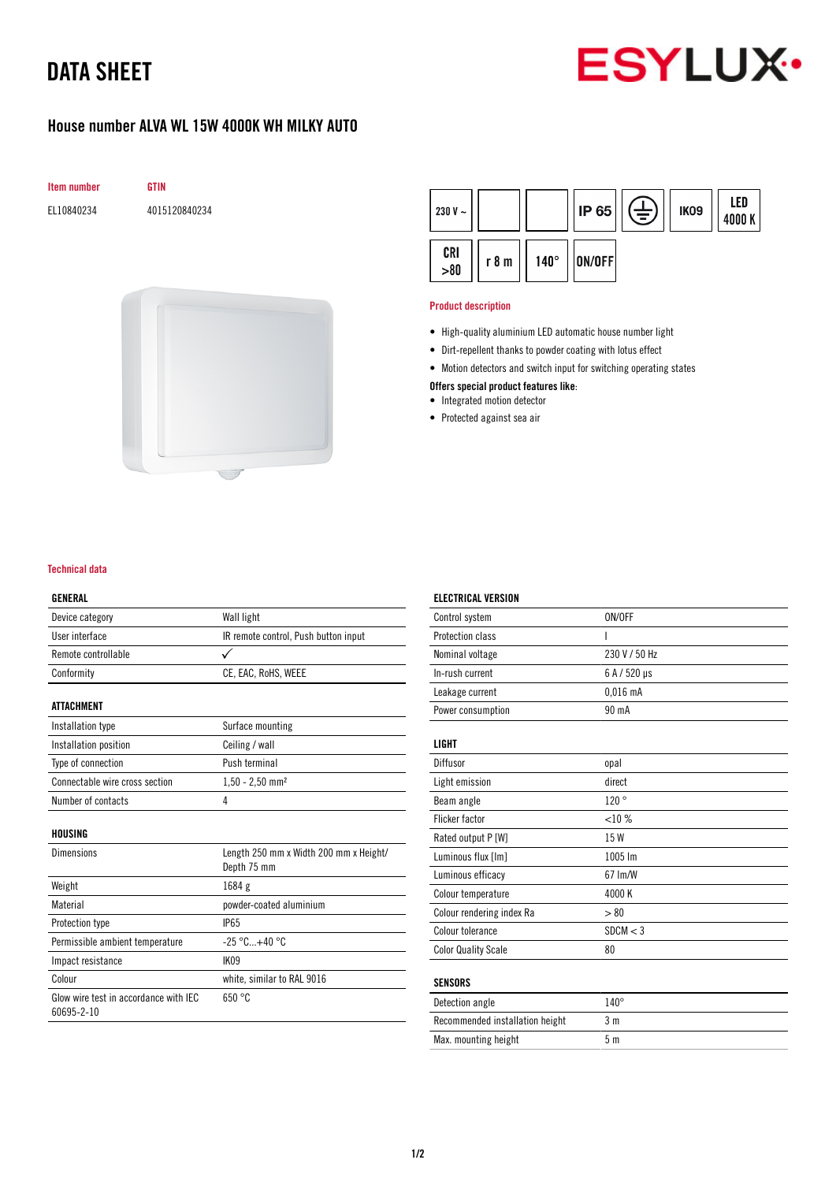# DATA SHEET

## House number ALVA WL 15W 4000K WH MILKY AUTO

| Item number | GTIN |
|---|---|
| EL10840234 | 4015120840234 |

230 V ~ | IP 65 | IK09 | LED 4000 K | CRI >80 | r 8 m | 140° | ON/OFF

### Product description

- High-quality aluminium LED automatic house number light
- Dirt-repellent thanks to powder coating with lotus effect
- Motion detectors and switch input for switching operating states

**Offers special product features like:**

- Integrated motion detector
- Protected against sea air

### Technical data

| GENERAL | |
|---|---|
| Device category | Wall light |
| User interface | IR remote control, Push button input |
| Remote controllable | ✓ |
| Conformity | CE, EAC, RoHS, WEEE |

| ATTACHMENT | |
|---|---|
| Installation type | Surface mounting |
| Installation position | Ceiling / wall |
| Type of connection | Push terminal |
| Connectable wire cross section | 1,50 - 2,50 mm² |
| Number of contacts | 4 |

| HOUSING | |
|---|---|
| Dimensions | Length 250 mm x Width 200 mm x Height/ Depth 75 mm |
| Weight | 1684 g |
| Material | powder-coated aluminium |
| Protection type | IP65 |
| Permissible ambient temperature | -25 °C...+40 °C |
| Impact resistance | IK09 |
| Colour | white, similar to RAL 9016 |
| Glow wire test in accordance with IEC 60695-2-10 | 650 °C |

| ELECTRICAL VERSION | |
|---|---|
| Control system | ON/OFF |
| Protection class | I |
| Nominal voltage | 230 V / 50 Hz |
| In-rush current | 6 A / 520 µs |
| Leakage current | 0,016 mA |
| Power consumption | 90 mA |

| LIGHT | |
|---|---|
| Diffusor | opal |
| Light emission | direct |
| Beam angle | 120 ° |
| Flicker factor | <10 % |
| Rated output P [W] | 15 W |
| Luminous flux [lm] | 1005 lm |
| Luminous efficacy | 67 lm/W |
| Colour temperature | 4000 K |
| Colour rendering index Ra | > 80 |
| Colour tolerance | SDCM < 3 |
| Color Quality Scale | 80 |

| SENSORS | |
|---|---|
| Detection angle | 140° |
| Recommended installation height | 3 m |
| Max. mounting height | 5 m |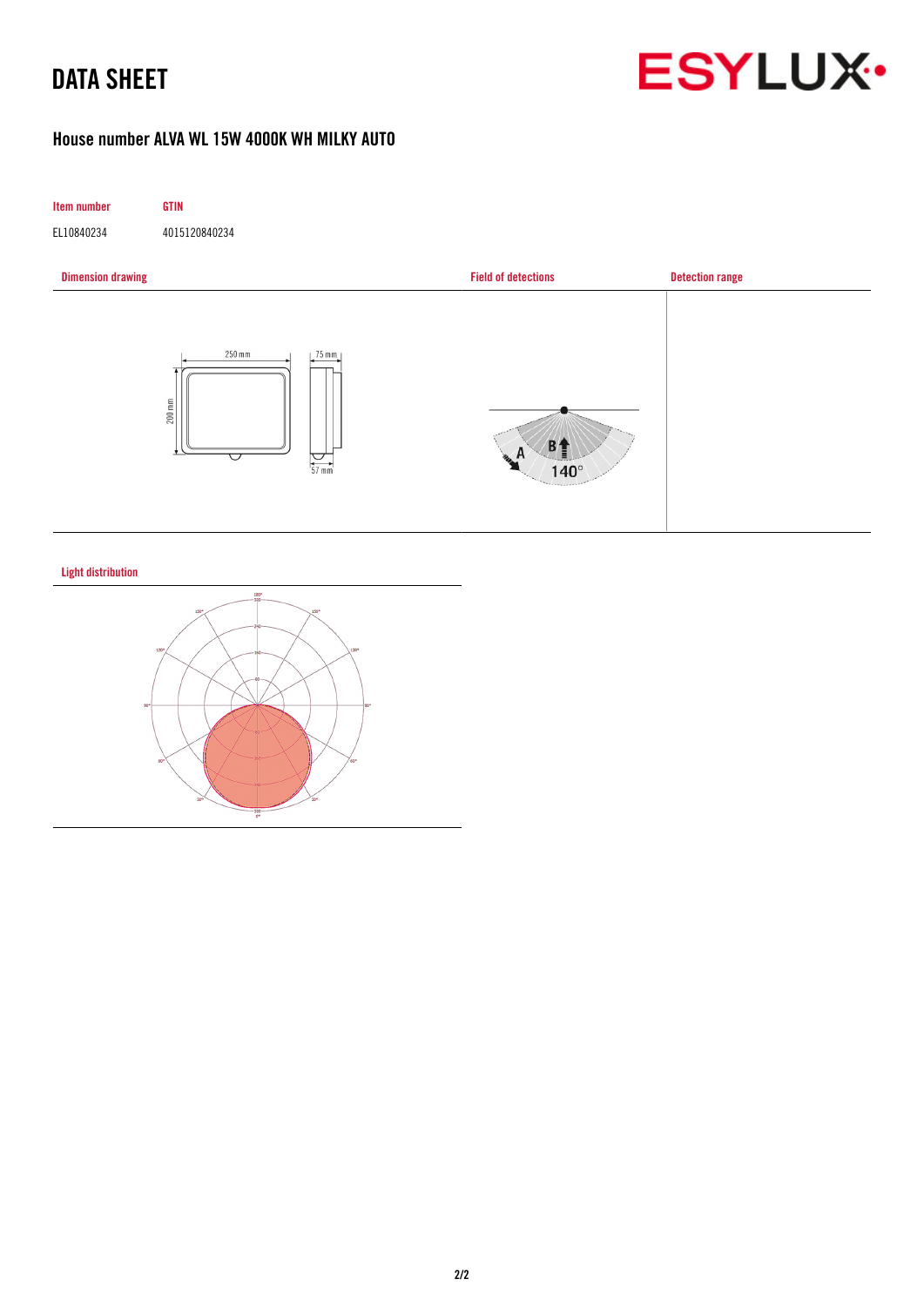# DATA SHEET

## House number ALVA WL 15W 4000K WH MILKY AUTO

| Item number | GTIN |
| --- | --- |
| EL10840234 | 4015120840234 |

### Dimension drawing

250 mm

75 mm

200 mm

57 mm

### Field of detections

A

B

140°

### Detection range

### Light distribution

180°

150°

150°

120°

120°

90°

90°

60°

60°

30°

30°

0°

60

160

240

320